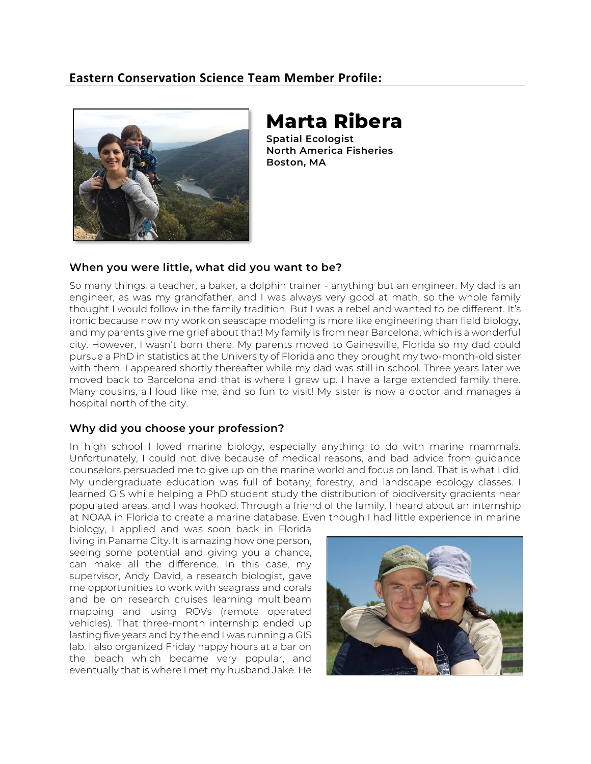## Eastern Conservation Science Team Member Profile:

# Marta Ribera

**Spatial Ecologist**
**North America Fisheries**
**Boston, MA**

### When you were little, what did you want to be?

So many things: a teacher, a baker, a dolphin trainer - anything but an engineer. My dad is an engineer, as was my grandfather, and I was always very good at math, so the whole family thought I would follow in the family tradition. But I was a rebel and wanted to be different. It's ironic because now my work on seascape modeling is more like engineering than field biology, and my parents give me grief about that! My family is from near Barcelona, which is a wonderful city. However, I wasn't born there. My parents moved to Gainesville, Florida so my dad could pursue a PhD in statistics at the University of Florida and they brought my two-month-old sister with them. I appeared shortly thereafter while my dad was still in school. Three years later we moved back to Barcelona and that is where I grew up. I have a large extended family there. Many cousins, all loud like me, and so fun to visit! My sister is now a doctor and manages a hospital north of the city.

### Why did you choose your profession?

In high school I loved marine biology, especially anything to do with marine mammals. Unfortunately, I could not dive because of medical reasons, and bad advice from guidance counselors persuaded me to give up on the marine world and focus on land. That is what I did. My undergraduate education was full of botany, forestry, and landscape ecology classes. I learned GIS while helping a PhD student study the distribution of biodiversity gradients near populated areas, and I was hooked. Through a friend of the family, I heard about an internship at NOAA in Florida to create a marine database. Even though I had little experience in marine biology, I applied and was soon back in Florida living in Panama City. It is amazing how one person, seeing some potential and giving you a chance, can make all the difference. In this case, my supervisor, Andy David, a research biologist, gave me opportunities to work with seagrass and corals and be on research cruises learning multibeam mapping and using ROVs (remote operated vehicles). That three-month internship ended up lasting five years and by the end I was running a GIS lab. I also organized Friday happy hours at a bar on the beach which became very popular, and eventually that is where I met my husband Jake. He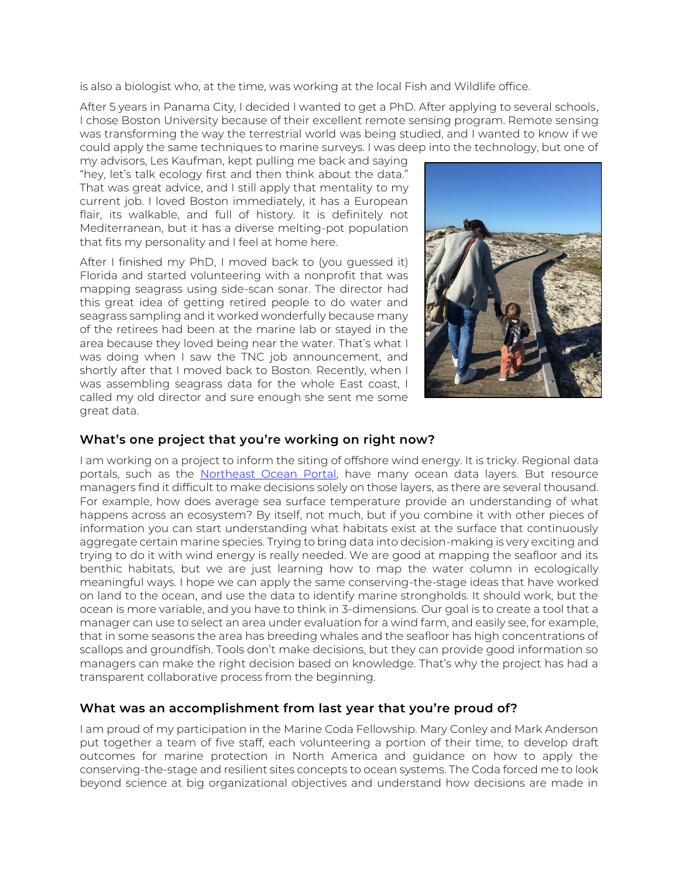is also a biologist who, at the time, was working at the local Fish and Wildlife office.

After 5 years in Panama City, I decided I wanted to get a PhD. After applying to several schools, I chose Boston University because of their excellent remote sensing program. Remote sensing was transforming the way the terrestrial world was being studied, and I wanted to know if we could apply the same techniques to marine surveys. I was deep into the technology, but one of my advisors, Les Kaufman, kept pulling me back and saying "hey, let's talk ecology first and then think about the data." That was great advice, and I still apply that mentality to my current job. I loved Boston immediately, it has a European flair, its walkable, and full of history. It is definitely not Mediterranean, but it has a diverse melting-pot population that fits my personality and I feel at home here.

After I finished my PhD, I moved back to (you guessed it) Florida and started volunteering with a nonprofit that was mapping seagrass using side-scan sonar. The director had this great idea of getting retired people to do water and seagrass sampling and it worked wonderfully because many of the retirees had been at the marine lab or stayed in the area because they loved being near the water. That's what I was doing when I saw the TNC job announcement, and shortly after that I moved back to Boston. Recently, when I was assembling seagrass data for the whole East coast, I called my old director and sure enough she sent me some great data.

## What's one project that you're working on right now?

I am working on a project to inform the siting of offshore wind energy. It is tricky. Regional data portals, such as the [Northeast Ocean Portal](), have many ocean data layers. But resource managers find it difficult to make decisions solely on those layers, as there are several thousand. For example, how does average sea surface temperature provide an understanding of what happens across an ecosystem? By itself, not much, but if you combine it with other pieces of information you can start understanding what habitats exist at the surface that continuously aggregate certain marine species. Trying to bring data into decision-making is very exciting and trying to do it with wind energy is really needed. We are good at mapping the seafloor and its benthic habitats, but we are just learning how to map the water column in ecologically meaningful ways. I hope we can apply the same conserving-the-stage ideas that have worked on land to the ocean, and use the data to identify marine strongholds. It should work, but the ocean is more variable, and you have to think in 3-dimensions. Our goal is to create a tool that a manager can use to select an area under evaluation for a wind farm, and easily see, for example, that in some seasons the area has breeding whales and the seafloor has high concentrations of scallops and groundfish. Tools don't make decisions, but they can provide good information so managers can make the right decision based on knowledge. That's why the project has had a transparent collaborative process from the beginning.

## What was an accomplishment from last year that you're proud of?

I am proud of my participation in the Marine Coda Fellowship. Mary Conley and Mark Anderson put together a team of five staff, each volunteering a portion of their time, to develop draft outcomes for marine protection in North America and guidance on how to apply the conserving-the-stage and resilient sites concepts to ocean systems. The Coda forced me to look beyond science at big organizational objectives and understand how decisions are made in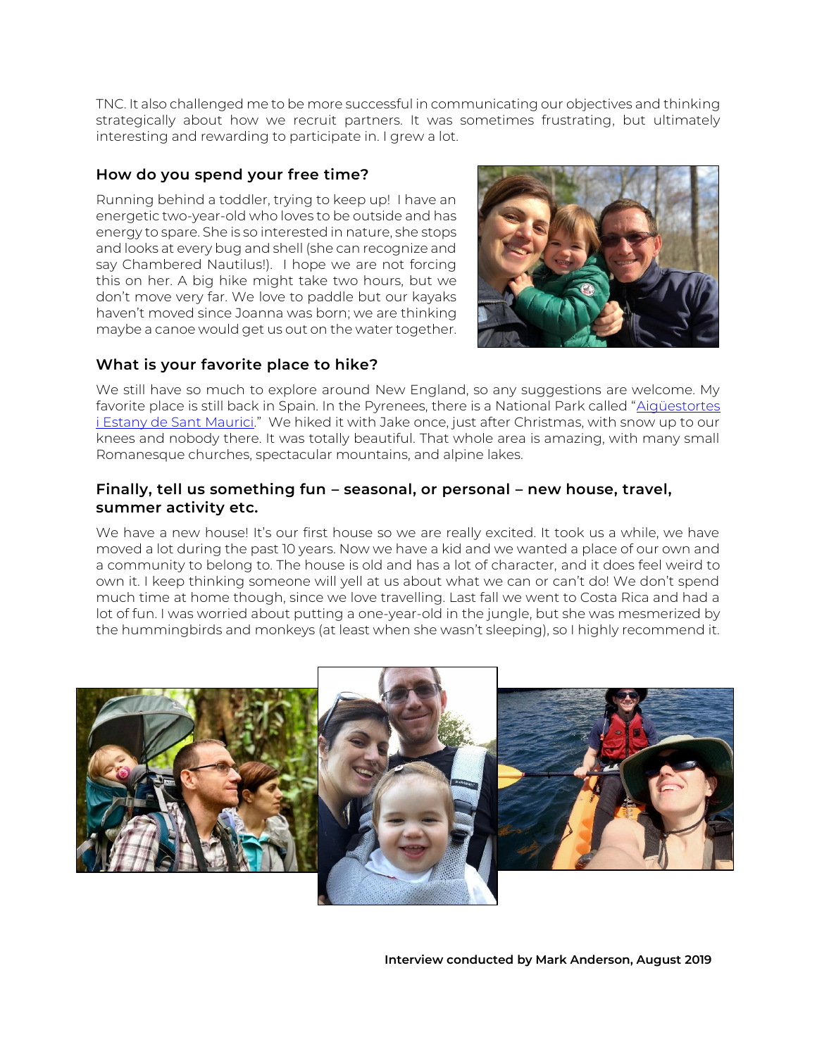TNC. It also challenged me to be more successful in communicating our objectives and thinking strategically about how we recruit partners. It was sometimes frustrating, but ultimately interesting and rewarding to participate in. I grew a lot.

### How do you spend your free time?

Running behind a toddler, trying to keep up! I have an energetic two-year-old who loves to be outside and has energy to spare. She is so interested in nature, she stops and looks at every bug and shell (she can recognize and say Chambered Nautilus!). I hope we are not forcing this on her. A big hike might take two hours, but we don't move very far. We love to paddle but our kayaks haven't moved since Joanna was born; we are thinking maybe a canoe would get us out on the water together.

### What is your favorite place to hike?

We still have so much to explore around New England, so any suggestions are welcome. My favorite place is still back in Spain. In the Pyrenees, there is a National Park called "Aigüestortes i Estany de Sant Maurici." We hiked it with Jake once, just after Christmas, with snow up to our knees and nobody there. It was totally beautiful. That whole area is amazing, with many small Romanesque churches, spectacular mountains, and alpine lakes.

### Finally, tell us something fun – seasonal, or personal – new house, travel, summer activity etc.

We have a new house! It's our first house so we are really excited. It took us a while, we have moved a lot during the past 10 years. Now we have a kid and we wanted a place of our own and a community to belong to. The house is old and has a lot of character, and it does feel weird to own it. I keep thinking someone will yell at us about what we can or can't do! We don't spend much time at home though, since we love travelling. Last fall we went to Costa Rica and had a lot of fun. I was worried about putting a one-year-old in the jungle, but she was mesmerized by the hummingbirds and monkeys (at least when she wasn't sleeping), so I highly recommend it.

**Interview conducted by Mark Anderson, August 2019**